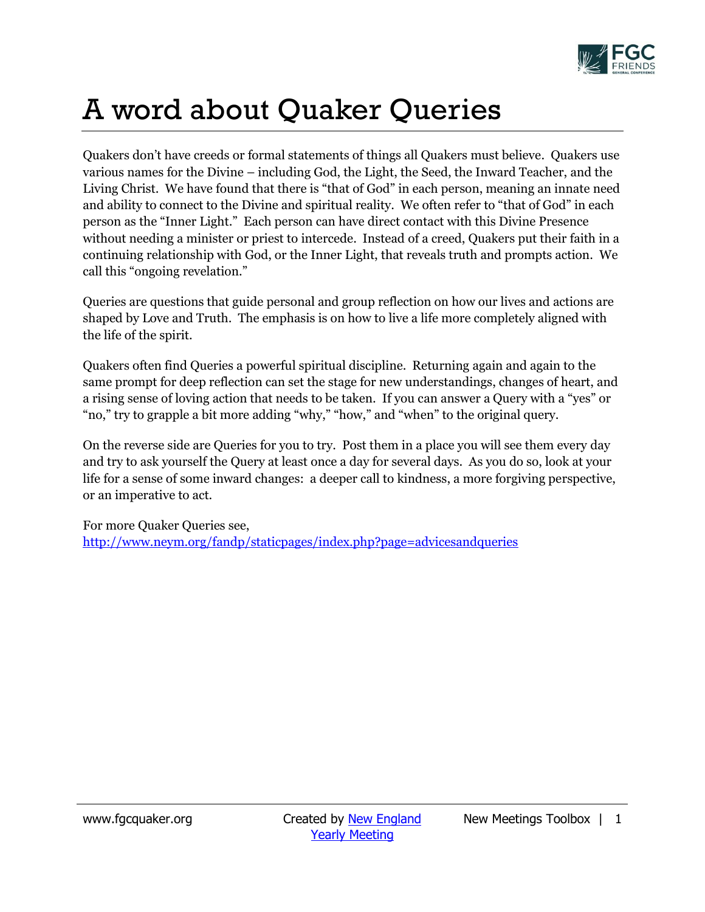# A word about Quaker Queries

Quakers don't have creeds or formal statements of things all Quakers must believe. Quakers use various names for the Divine – including God, the Light, the Seed, the Inward Teacher, and the Living Christ. We have found that there is "that of God" in each person, meaning an innate need and ability to connect to the Divine and spiritual reality. We often refer to "that of God" in each person as the "Inner Light." Each person can have direct contact with this Divine Presence without needing a minister or priest to intercede. Instead of a creed, Quakers put their faith in a continuing relationship with God, or the Inner Light, that reveals truth and prompts action. We call this "ongoing revelation."

Queries are questions that guide personal and group reflection on how our lives and actions are shaped by Love and Truth. The emphasis is on how to live a life more completely aligned with the life of the spirit.

Quakers often find Queries a powerful spiritual discipline. Returning again and again to the same prompt for deep reflection can set the stage for new understandings, changes of heart, and a rising sense of loving action that needs to be taken. If you can answer a Query with a "yes" or "no," try to grapple a bit more adding "why," "how," and "when" to the original query.

On the reverse side are Queries for you to try. Post them in a place you will see them every day and try to ask yourself the Query at least once a day for several days. As you do so, look at your life for a sense of some inward changes: a deeper call to kindness, a more forgiving perspective, or an imperative to act.

For more Quaker Queries see,
http://www.neym.org/fandp/staticpages/index.php?page=advicesandqueries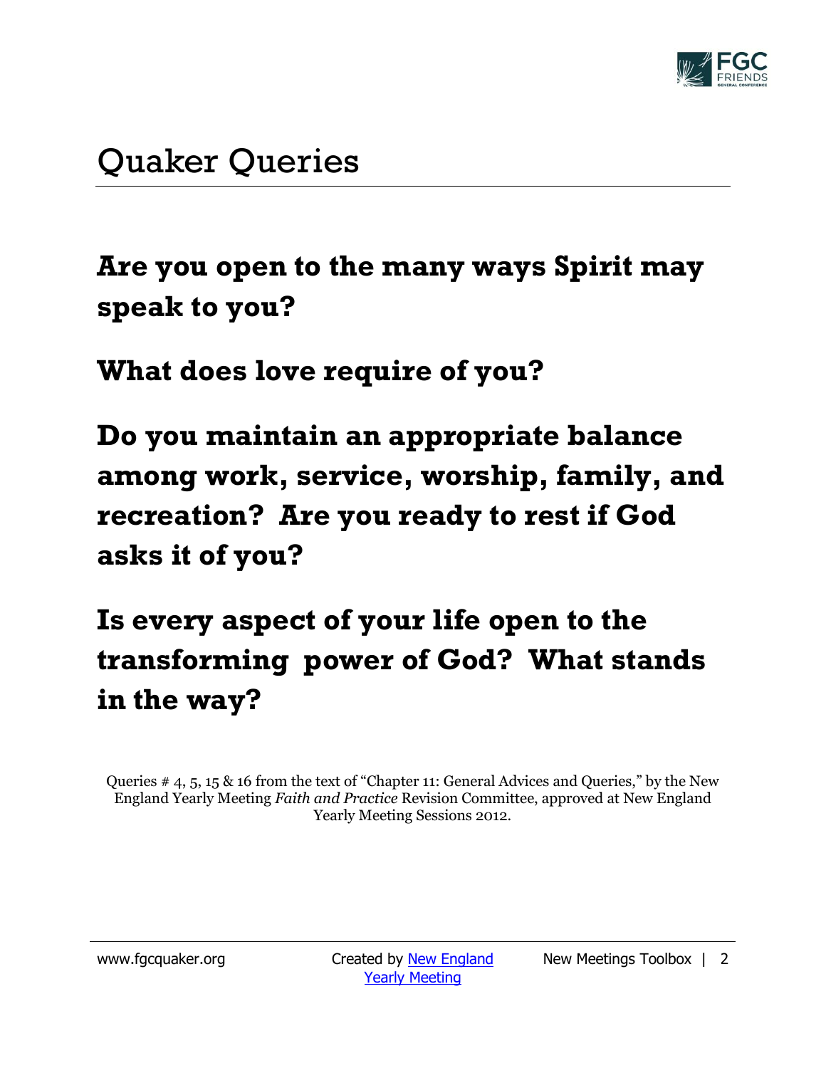# Quaker Queries

**Are you open to the many ways Spirit may speak to you?**

**What does love require of you?**

**Do you maintain an appropriate balance among work, service, worship, family, and recreation? Are you ready to rest if God asks it of you?**

**Is every aspect of your life open to the transforming power of God? What stands in the way?**

Queries # 4, 5, 15 & 16 from the text of "Chapter 11: General Advices and Queries," by the New England Yearly Meeting *Faith and Practice* Revision Committee, approved at New England Yearly Meeting Sessions 2012.